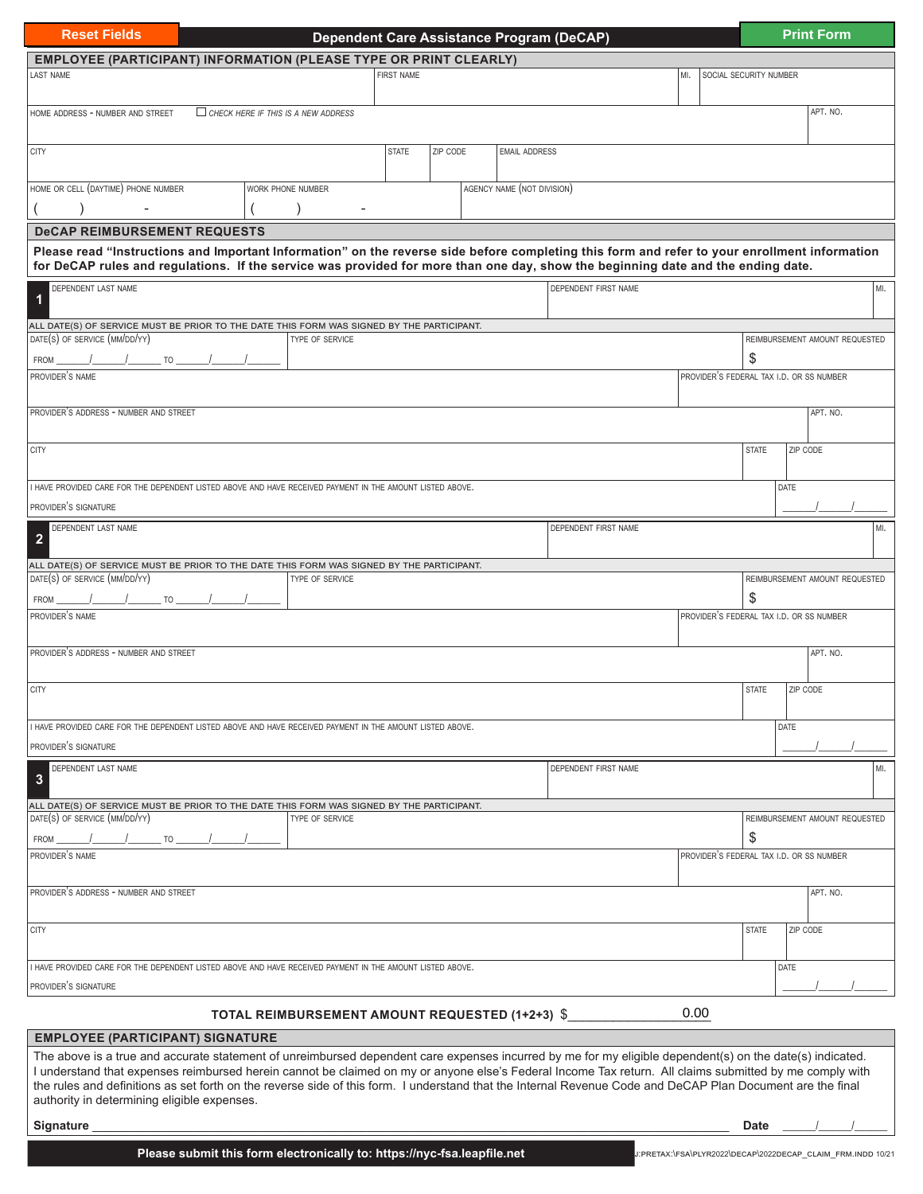Reset Fields

# Dependent Care Assistance Program (DeCAP)

Print Form

## EMPLOYEE (PARTICIPANT) INFORMATION (PLEASE TYPE OR PRINT CLEARLY)

| LAST NAME | FIRST NAME | MI. | SOCIAL SECURITY NUMBER |
|---|---|---|---|
| | | | |

| HOME ADDRESS - NUMBER AND STREET ☐ *CHECK HERE IF THIS IS A NEW ADDRESS* | APT. NO. |
|---|---|
| | |

| CITY | STATE | ZIP CODE | EMAIL ADDRESS |
|---|---|---|---|
| | | | |

| HOME OR CELL (DAYTIME) PHONE NUMBER | WORK PHONE NUMBER | AGENCY NAME (NOT DIVISION) |
|---|---|---|
| ( ) - | ( ) - | |

## DeCAP REIMBURSEMENT REQUESTS

**Please read "Instructions and Important Information" on the reverse side before completing this form and refer to your enrollment information for DeCAP rules and regulations. If the service was provided for more than one day, show the beginning date and the ending date.**

### 1

| DEPENDENT LAST NAME | DEPENDENT FIRST NAME | MI. |
|---|---|---|
| | | |

ALL DATE(S) OF SERVICE MUST BE PRIOR TO THE DATE THIS FORM WAS SIGNED BY THE PARTICIPANT.

| DATE(S) OF SERVICE (MM/DD/YY) | TYPE OF SERVICE | REIMBURSEMENT AMOUNT REQUESTED |
|---|---|---|
| FROM ___/___/___ TO ___/___/___ | | $ |

| PROVIDER'S NAME | PROVIDER'S FEDERAL TAX I.D. OR SS NUMBER |
|---|---|
| | |

| PROVIDER'S ADDRESS - NUMBER AND STREET | APT. NO. |
|---|---|
| | |

| CITY | STATE | ZIP CODE |
|---|---|---|
| | | |

| I HAVE PROVIDED CARE FOR THE DEPENDENT LISTED ABOVE AND HAVE RECEIVED PAYMENT IN THE AMOUNT LISTED ABOVE. PROVIDER'S SIGNATURE | DATE |
|---|---|
| | ___/___/___ |

### 2

| DEPENDENT LAST NAME | DEPENDENT FIRST NAME | MI. |
|---|---|---|
| | | |

ALL DATE(S) OF SERVICE MUST BE PRIOR TO THE DATE THIS FORM WAS SIGNED BY THE PARTICIPANT.

| DATE(S) OF SERVICE (MM/DD/YY) | TYPE OF SERVICE | REIMBURSEMENT AMOUNT REQUESTED |
|---|---|---|
| FROM ___/___/___ TO ___/___/___ | | $ |

| PROVIDER'S NAME | PROVIDER'S FEDERAL TAX I.D. OR SS NUMBER |
|---|---|
| | |

| PROVIDER'S ADDRESS - NUMBER AND STREET | APT. NO. |
|---|---|
| | |

| CITY | STATE | ZIP CODE |
|---|---|---|
| | | |

| I HAVE PROVIDED CARE FOR THE DEPENDENT LISTED ABOVE AND HAVE RECEIVED PAYMENT IN THE AMOUNT LISTED ABOVE. PROVIDER'S SIGNATURE | DATE |
|---|---|
| | ___/___/___ |

### 3

| DEPENDENT LAST NAME | DEPENDENT FIRST NAME | MI. |
|---|---|---|
| | | |

ALL DATE(S) OF SERVICE MUST BE PRIOR TO THE DATE THIS FORM WAS SIGNED BY THE PARTICIPANT.

| DATE(S) OF SERVICE (MM/DD/YY) | TYPE OF SERVICE | REIMBURSEMENT AMOUNT REQUESTED |
|---|---|---|
| FROM ___/___/___ TO ___/___/___ | | $ |

| PROVIDER'S NAME | PROVIDER'S FEDERAL TAX I.D. OR SS NUMBER |
|---|---|
| | |

| PROVIDER'S ADDRESS - NUMBER AND STREET | APT. NO. |
|---|---|
| | |

| CITY | STATE | ZIP CODE |
|---|---|---|
| | | |

| I HAVE PROVIDED CARE FOR THE DEPENDENT LISTED ABOVE AND HAVE RECEIVED PAYMENT IN THE AMOUNT LISTED ABOVE. PROVIDER'S SIGNATURE | DATE |
|---|---|
| | ___/___/___ |

**TOTAL REIMBURSEMENT AMOUNT REQUESTED (1+2+3)** $ 0.00

## EMPLOYEE (PARTICIPANT) SIGNATURE

The above is a true and accurate statement of unreimbursed dependent care expenses incurred by me for my eligible dependent(s) on the date(s) indicated. I understand that expenses reimbursed herein cannot be claimed on my or anyone else's Federal Income Tax return. All claims submitted by me comply with the rules and definitions as set forth on the reverse side of this form. I understand that the Internal Revenue Code and DeCAP Plan Document are the final authority in determining eligible expenses.

**Signature** ______________________________ **Date** ___/___/___

**Please submit this form electronically to: https://nyc-fsa.leapfile.net**

J:PRETAX:\FSA\PLYR2022\DECAP\2022DECAP_CLAIM_FRM.INDD 10/21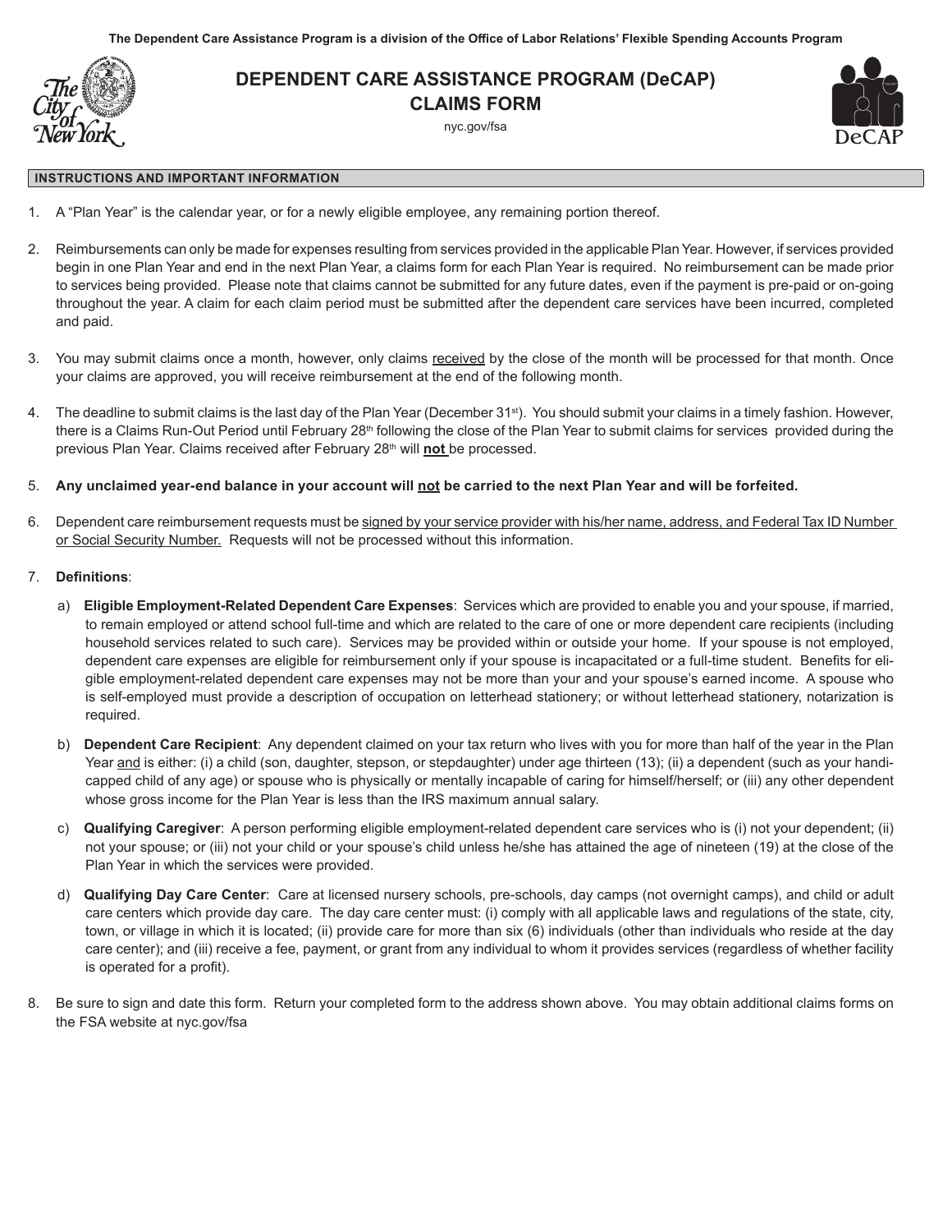The Dependent Care Assistance Program is a division of the Office of Labor Relations' Flexible Spending Accounts Program

# DEPENDENT CARE ASSISTANCE PROGRAM (DeCAP)
# CLAIMS FORM

nyc.gov/fsa

DeCAP

## INSTRUCTIONS AND IMPORTANT INFORMATION

1. A "Plan Year" is the calendar year, or for a newly eligible employee, any remaining portion thereof.

2. Reimbursements can only be made for expenses resulting from services provided in the applicable Plan Year. However, if services provided begin in one Plan Year and end in the next Plan Year, a claims form for each Plan Year is required. No reimbursement can be made prior to services being provided. Please note that claims cannot be submitted for any future dates, even if the payment is pre-paid or on-going throughout the year. A claim for each claim period must be submitted after the dependent care services have been incurred, completed and paid.

3. You may submit claims once a month, however, only claims received by the close of the month will be processed for that month. Once your claims are approved, you will receive reimbursement at the end of the following month.

4. The deadline to submit claims is the last day of the Plan Year (December 31st). You should submit your claims in a timely fashion. However, there is a Claims Run-Out Period until February 28th following the close of the Plan Year to submit claims for services provided during the previous Plan Year. Claims received after February 28th will **not** be processed.

5. **Any unclaimed year-end balance in your account will not be carried to the next Plan Year and will be forfeited.**

6. Dependent care reimbursement requests must be signed by your service provider with his/her name, address, and Federal Tax ID Number or Social Security Number. Requests will not be processed without this information.

7. **Definitions**:

   a) **Eligible Employment-Related Dependent Care Expenses**: Services which are provided to enable you and your spouse, if married, to remain employed or attend school full-time and which are related to the care of one or more dependent care recipients (including household services related to such care). Services may be provided within or outside your home. If your spouse is not employed, dependent care expenses are eligible for reimbursement only if your spouse is incapacitated or a full-time student. Benefits for eligible employment-related dependent care expenses may not be more than your and your spouse's earned income. A spouse who is self-employed must provide a description of occupation on letterhead stationery; or without letterhead stationery, notarization is required.

   b) **Dependent Care Recipient**: Any dependent claimed on your tax return who lives with you for more than half of the year in the Plan Year and is either: (i) a child (son, daughter, stepson, or stepdaughter) under age thirteen (13); (ii) a dependent (such as your handicapped child of any age) or spouse who is physically or mentally incapable of caring for himself/herself; or (iii) any other dependent whose gross income for the Plan Year is less than the IRS maximum annual salary.

   c) **Qualifying Caregiver**: A person performing eligible employment-related dependent care services who is (i) not your dependent; (ii) not your spouse; or (iii) not your child or your spouse's child unless he/she has attained the age of nineteen (19) at the close of the Plan Year in which the services were provided.

   d) **Qualifying Day Care Center**: Care at licensed nursery schools, pre-schools, day camps (not overnight camps), and child or adult care centers which provide day care. The day care center must: (i) comply with all applicable laws and regulations of the state, city, town, or village in which it is located; (ii) provide care for more than six (6) individuals (other than individuals who reside at the day care center); and (iii) receive a fee, payment, or grant from any individual to whom it provides services (regardless of whether facility is operated for a profit).

8. Be sure to sign and date this form. Return your completed form to the address shown above. You may obtain additional claims forms on the FSA website at nyc.gov/fsa